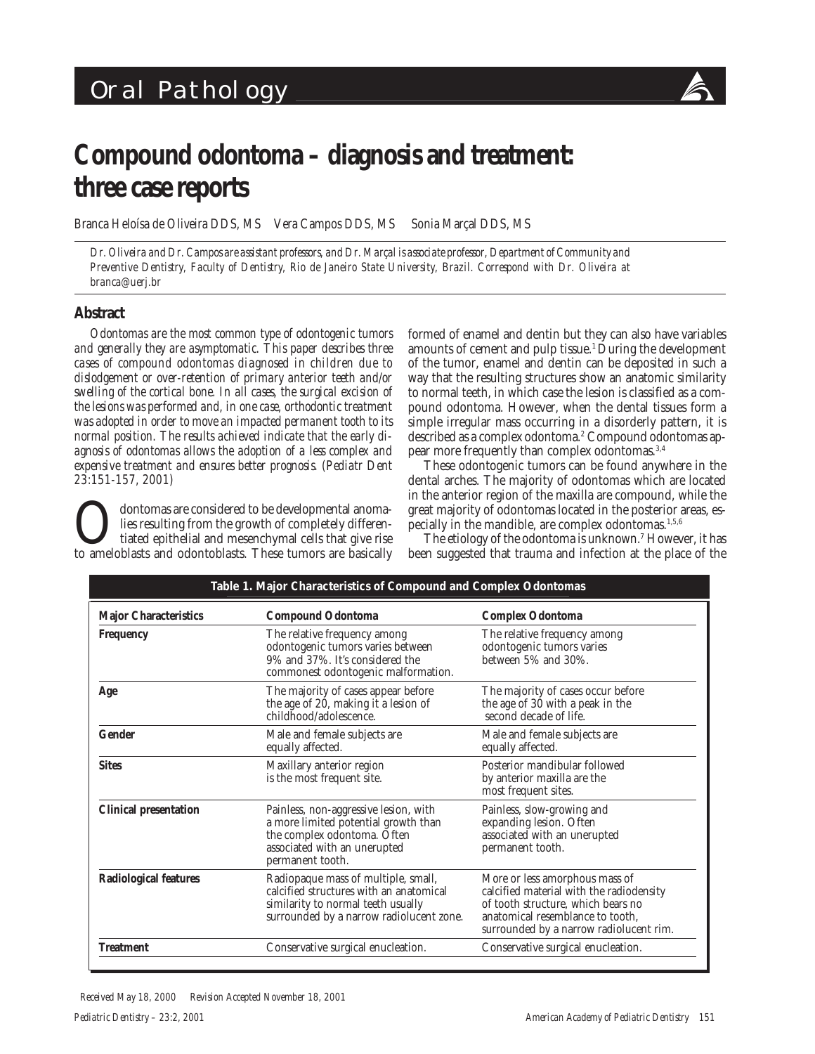Oral Pathology

# Compound odontoma – diagnosis and treatment: three case reports

Branca Heloísa de Oliveira DDS, MS    Vera Campos DDS, MS    Sonia Marçal DDS, MS

*Dr. Oliveira and Dr. Campos are assistant professors, and Dr. Marçal is associate professor, Department of Community and Preventive Dentistry, Faculty of Dentistry, Rio de Janeiro State University, Brazil. Correspond with Dr. Oliveira at branca@uerj.br*

## Abstract

*Odontomas are the most common type of odontogenic tumors and generally they are asymptomatic. This paper describes three cases of compound odontomas diagnosed in children due to dislodgement or over-retention of primary anterior teeth and/or swelling of the cortical bone. In all cases, the surgical excision of the lesions was performed and, in one case, orthodontic treatment was adopted in order to move an impacted permanent tooth to its normal position. The results achieved indicate that the early diagnosis of odontomas allows the adoption of a less complex and expensive treatment and ensures better prognosis. (Pediatr Dent 23:151-157, 2001)*

Odontomas are considered to be developmental anomalies resulting from the growth of completely differentiated epithelial and mesenchymal cells that give rise to ameloblasts and odontoblasts. These tumors are basically formed of enamel and dentin but they can also have variables amounts of cement and pulp tissue.[1] During the development of the tumor, enamel and dentin can be deposited in such a way that the resulting structures show an anatomic similarity to normal teeth, in which case the lesion is classified as a compound odontoma. However, when the dental tissues form a simple irregular mass occurring in a disorderly pattern, it is described as a complex odontoma.[2] Compound odontomas appear more frequently than complex odontomas.[3,4]

These odontogenic tumors can be found anywhere in the dental arches. The majority of odontomas which are located in the anterior region of the maxilla are compound, while the great majority of odontomas located in the posterior areas, especially in the mandible, are complex odontomas.[1,5,6]

The etiology of the odontoma is unknown.[7] However, it has been suggested that trauma and infection at the place of the

**Table 1. Major Characteristics of Compound and Complex Odontomas**

| Major Characteristics | Compound Odontoma | Complex Odontoma |
|---|---|---|
| Frequency | The relative frequency among odontogenic tumors varies between 9% and 37%. It's considered the commonest odontogenic malformation. | The relative frequency among odontogenic tumors varies between 5% and 30%. |
| Age | The majority of cases appear before the age of 20, making it a lesion of childhood/adolescence. | The majority of cases occur before the age of 30 with a peak in the second decade of life. |
| Gender | Male and female subjects are equally affected. | Male and female subjects are equally affected. |
| Sites | Maxillary anterior region is the most frequent site. | Posterior mandibular followed by anterior maxilla are the most frequent sites. |
| Clinical presentation | Painless, non-aggressive lesion, with a more limited potential growth than the complex odontoma. Often associated with an unerupted permanent tooth. | Painless, slow-growing and expanding lesion. Often associated with an unerupted permanent tooth. |
| Radiological features | Radiopaque mass of multiple, small, calcified structures with an anatomical similarity to normal teeth usually surrounded by a narrow radiolucent zone. | More or less amorphous mass of calcified material with the radiodensity of tooth structure, which bears no anatomical resemblance to tooth, surrounded by a narrow radiolucent rim. |
| Treatment | Conservative surgical enucleation. | Conservative surgical enucleation. |

*Received May 18, 2000    Revision Accepted November 18, 2001*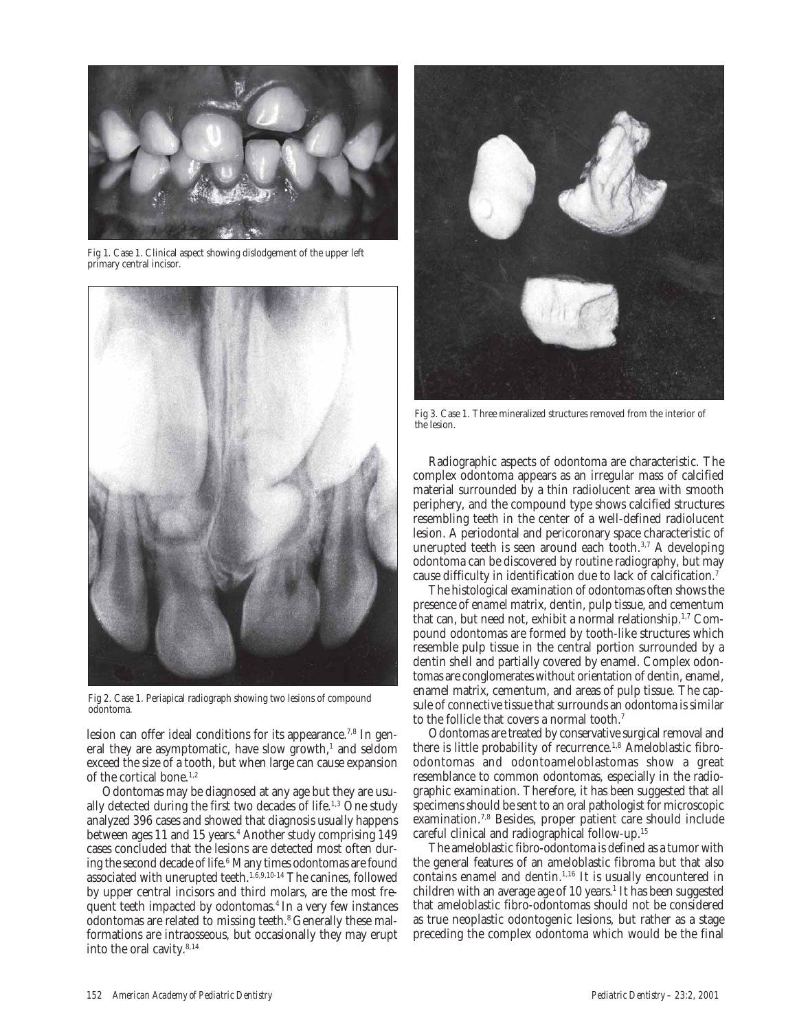Fig 1. Case 1. Clinical aspect showing dislodgement of the upper left primary central incisor.

Fig 2. Case 1. Periapical radiograph showing two lesions of compound odontoma.

Fig 3. Case 1. Three mineralized structures removed from the interior of the lesion.

lesion can offer ideal conditions for its appearance.[7,8] In general they are asymptomatic, have slow growth,[1] and seldom exceed the size of a tooth, but when large can cause expansion of the cortical bone.[1,2]

Odontomas may be diagnosed at any age but they are usually detected during the first two decades of life.[1,3] One study analyzed 396 cases and showed that diagnosis usually happens between ages 11 and 15 years.[4] Another study comprising 149 cases concluded that the lesions are detected most often during the second decade of life.[6] Many times odontomas are found associated with unerupted teeth.[1,6,9,10-14] The canines, followed by upper central incisors and third molars, are the most frequent teeth impacted by odontomas.[4] In a very few instances odontomas are related to missing teeth.[8] Generally these malformations are intraosseous, but occasionally they may erupt into the oral cavity.[8,14]

Radiographic aspects of odontoma are characteristic. The complex odontoma appears as an irregular mass of calcified material surrounded by a thin radiolucent area with smooth periphery, and the compound type shows calcified structures resembling teeth in the center of a well-defined radiolucent lesion. A periodontal and pericoronary space characteristic of unerupted teeth is seen around each tooth.[3,7] A developing odontoma can be discovered by routine radiography, but may cause difficulty in identification due to lack of calcification.[7]

The histological examination of odontomas often shows the presence of enamel matrix, dentin, pulp tissue, and cementum that can, but need not, exhibit a normal relationship.[1,7] Compound odontomas are formed by tooth-like structures which resemble pulp tissue in the central portion surrounded by a dentin shell and partially covered by enamel. Complex odontomas are conglomerates without orientation of dentin, enamel, enamel matrix, cementum, and areas of pulp tissue. The capsule of connective tissue that surrounds an odontoma is similar to the follicle that covers a normal tooth.[7]

Odontomas are treated by conservative surgical removal and there is little probability of recurrence.[1,8] Ameloblastic fibro-odontomas and odontoameloblastomas show a great resemblance to common odontomas, especially in the radiographic examination. Therefore, it has been suggested that all specimens should be sent to an oral pathologist for microscopic examination.[7,8] Besides, proper patient care should include careful clinical and radiographical follow-up.[15]

The ameloblastic fibro-odontoma is defined as a tumor with the general features of an ameloblastic fibroma but that also contains enamel and dentin.[1,16] It is usually encountered in children with an average age of 10 years.[1] It has been suggested that ameloblastic fibro-odontomas should not be considered as true neoplastic odontogenic lesions, but rather as a stage preceding the complex odontoma which would be the final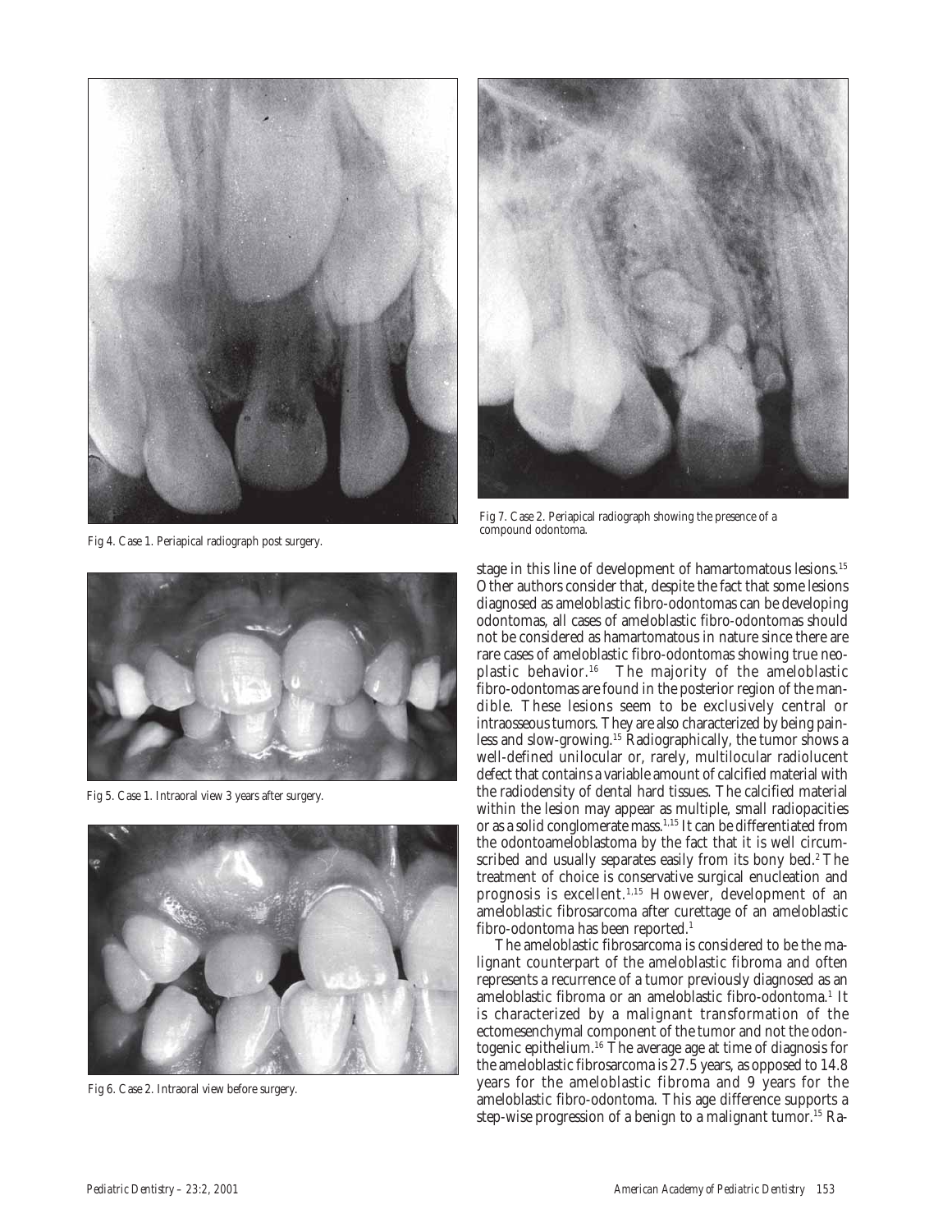Fig 4. Case 1. Periapical radiograph post surgery.

Fig 5. Case 1. Intraoral view 3 years after surgery.

Fig 6. Case 2. Intraoral view before surgery.

Fig 7. Case 2. Periapical radiograph showing the presence of a compound odontoma.

stage in this line of development of hamartomatous lesions.[15] Other authors consider that, despite the fact that some lesions diagnosed as ameloblastic fibro-odontomas can be developing odontomas, all cases of ameloblastic fibro-odontomas should not be considered as hamartomatous in nature since there are rare cases of ameloblastic fibro-odontomas showing true neoplastic behavior.[16] The majority of the ameloblastic fibro-odontomas are found in the posterior region of the mandible. These lesions seem to be exclusively central or intraosseous tumors. They are also characterized by being painless and slow-growing.[15] Radiographically, the tumor shows a well-defined unilocular or, rarely, multilocular radiolucent defect that contains a variable amount of calcified material with the radiodensity of dental hard tissues. The calcified material within the lesion may appear as multiple, small radiopacities or as a solid conglomerate mass.[1,15] It can be differentiated from the odontoameloblastoma by the fact that it is well circumscribed and usually separates easily from its bony bed.[2] The treatment of choice is conservative surgical enucleation and prognosis is excellent.[1,15] However, development of an ameloblastic fibrosarcoma after curettage of an ameloblastic fibro-odontoma has been reported.[1]

The ameloblastic fibrosarcoma is considered to be the malignant counterpart of the ameloblastic fibroma and often represents a recurrence of a tumor previously diagnosed as an ameloblastic fibroma or an ameloblastic fibro-odontoma.[1] It is characterized by a malignant transformation of the ectomesenchymal component of the tumor and not the odontogenic epithelium.[16] The average age at time of diagnosis for the ameloblastic fibrosarcoma is 27.5 years, as opposed to 14.8 years for the ameloblastic fibroma and 9 years for the ameloblastic fibro-odontoma. This age difference supports a step-wise progression of a benign to a malignant tumor.[15] Ra-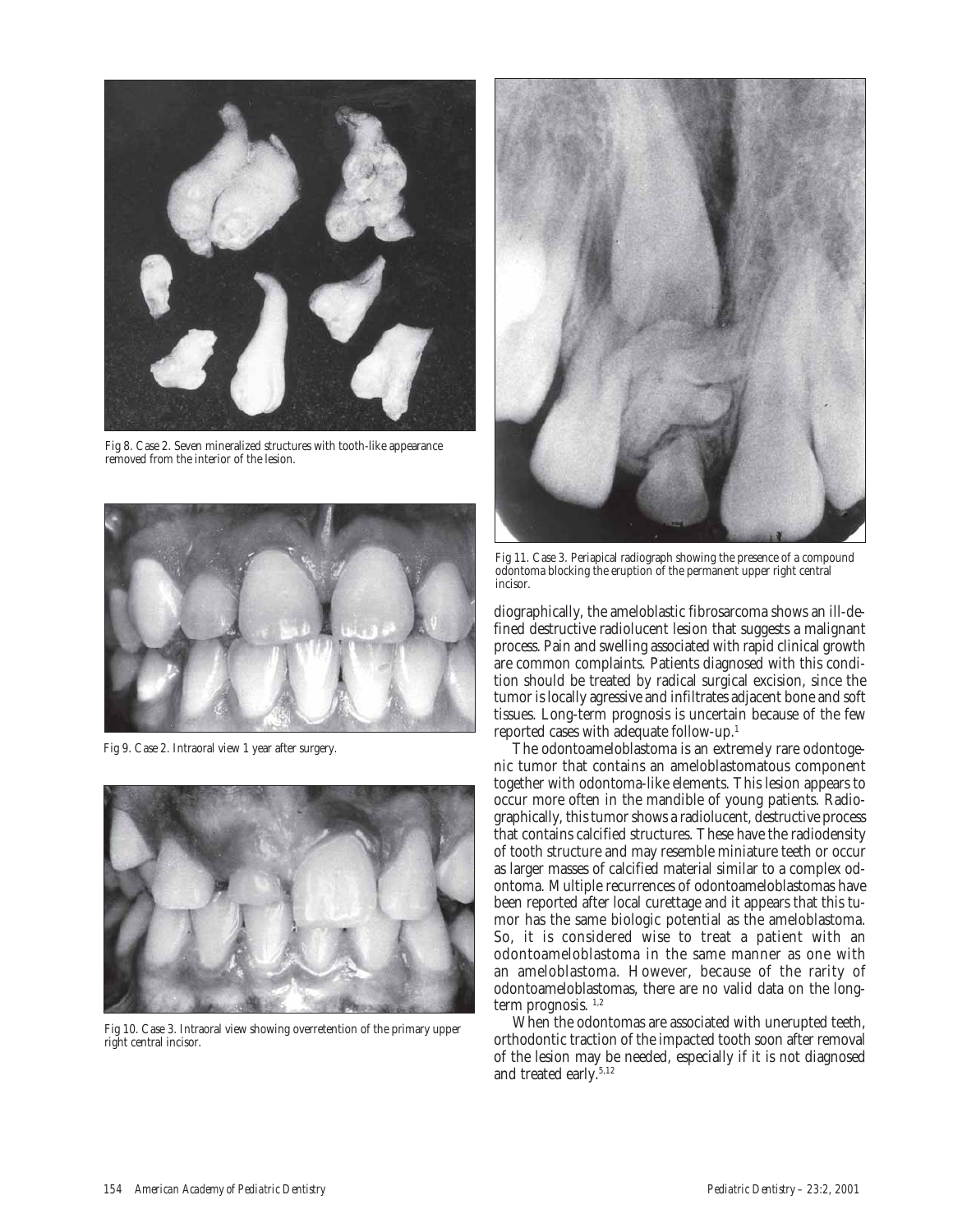Fig 8. Case 2. Seven mineralized structures with tooth-like appearance removed from the interior of the lesion.

Fig 9. Case 2. Intraoral view 1 year after surgery.

Fig 10. Case 3. Intraoral view showing overretention of the primary upper right central incisor.

Fig 11. Case 3. Periapical radiograph showing the presence of a compound odontoma blocking the eruption of the permanent upper right central incisor.

diographically, the ameloblastic fibrosarcoma shows an ill-defined destructive radiolucent lesion that suggests a malignant process. Pain and swelling associated with rapid clinical growth are common complaints. Patients diagnosed with this condition should be treated by radical surgical excision, since the tumor is locally agressive and infiltrates adjacent bone and soft tissues. Long-term prognosis is uncertain because of the few reported cases with adequate follow-up.[1]

The odontoameloblastoma is an extremely rare odontogenic tumor that contains an ameloblastomatous component together with odontoma-like elements. This lesion appears to occur more often in the mandible of young patients. Radiographically, this tumor shows a radiolucent, destructive process that contains calcified structures. These have the radiodensity of tooth structure and may resemble miniature teeth or occur as larger masses of calcified material similar to a complex odontoma. Multiple recurrences of odontoameloblastomas have been reported after local curettage and it appears that this tumor has the same biologic potential as the ameloblastoma. So, it is considered wise to treat a patient with an odontoameloblastoma in the same manner as one with an ameloblastoma. However, because of the rarity of odontoameloblastomas, there are no valid data on the long-term prognosis.[1,2]

When the odontomas are associated with unerupted teeth, orthodontic traction of the impacted tooth soon after removal of the lesion may be needed, especially if it is not diagnosed and treated early.[5,12]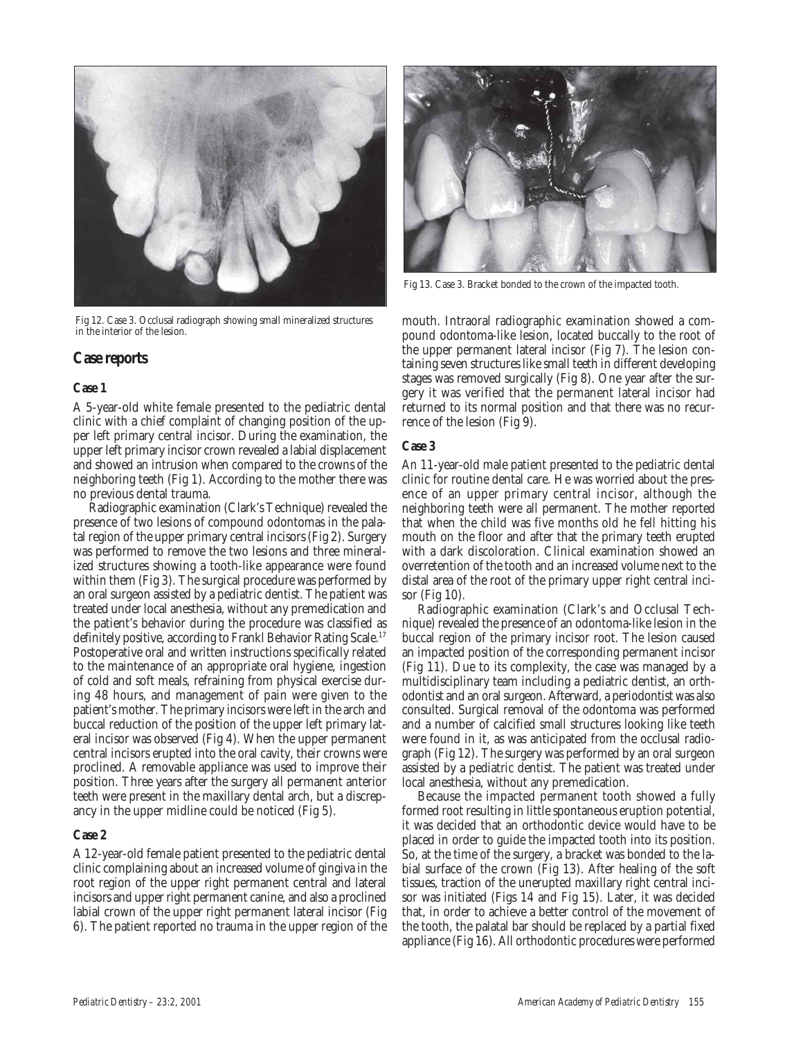Fig 12. Case 3. Occlusal radiograph showing small mineralized structures in the interior of the lesion.

Fig 13. Case 3. Bracket bonded to the crown of the impacted tooth.

## Case reports

### Case 1

A 5-year-old white female presented to the pediatric dental clinic with a chief complaint of changing position of the upper left primary central incisor. During the examination, the upper left primary incisor crown revealed a labial displacement and showed an intrusion when compared to the crowns of the neighboring teeth (Fig 1). According to the mother there was no previous dental trauma.

Radiographic examination (Clark's Technique) revealed the presence of two lesions of compound odontomas in the palatal region of the upper primary central incisors (Fig 2). Surgery was performed to remove the two lesions and three mineralized structures showing a tooth-like appearance were found within them (Fig 3). The surgical procedure was performed by an oral surgeon assisted by a pediatric dentist. The patient was treated under local anesthesia, without any premedication and the patient's behavior during the procedure was classified as definitely positive, according to Frankl Behavior Rating Scale.[17] Postoperative oral and written instructions specifically related to the maintenance of an appropriate oral hygiene, ingestion of cold and soft meals, refraining from physical exercise during 48 hours, and management of pain were given to the patient's mother. The primary incisors were left in the arch and buccal reduction of the position of the upper left primary lateral incisor was observed (Fig 4). When the upper permanent central incisors erupted into the oral cavity, their crowns were proclined. A removable appliance was used to improve their position. Three years after the surgery all permanent anterior teeth were present in the maxillary dental arch, but a discrepancy in the upper midline could be noticed (Fig 5).

### Case 2

A 12-year-old female patient presented to the pediatric dental clinic complaining about an increased volume of gingiva in the root region of the upper right permanent central and lateral incisors and upper right permanent canine, and also a proclined labial crown of the upper right permanent lateral incisor (Fig 6). The patient reported no trauma in the upper region of the mouth. Intraoral radiographic examination showed a compound odontoma-like lesion, located buccally to the root of the upper permanent lateral incisor (Fig 7). The lesion containing seven structures like small teeth in different developing stages was removed surgically (Fig 8). One year after the surgery it was verified that the permanent lateral incisor had returned to its normal position and that there was no recurrence of the lesion (Fig 9).

### Case 3

An 11-year-old male patient presented to the pediatric dental clinic for routine dental care. He was worried about the presence of an upper primary central incisor, although the neighboring teeth were all permanent. The mother reported that when the child was five months old he fell hitting his mouth on the floor and after that the primary teeth erupted with a dark discoloration. Clinical examination showed an overretention of the tooth and an increased volume next to the distal area of the root of the primary upper right central incisor (Fig 10).

Radiographic examination (Clark's and Occlusal Technique) revealed the presence of an odontoma-like lesion in the buccal region of the primary incisor root. The lesion caused an impacted position of the corresponding permanent incisor (Fig 11). Due to its complexity, the case was managed by a multidisciplinary team including a pediatric dentist, an orthodontist and an oral surgeon. Afterward, a periodontist was also consulted. Surgical removal of the odontoma was performed and a number of calcified small structures looking like teeth were found in it, as was anticipated from the occlusal radiograph (Fig 12). The surgery was performed by an oral surgeon assisted by a pediatric dentist. The patient was treated under local anesthesia, without any premedication.

Because the impacted permanent tooth showed a fully formed root resulting in little spontaneous eruption potential, it was decided that an orthodontic device would have to be placed in order to guide the impacted tooth into its position. So, at the time of the surgery, a bracket was bonded to the labial surface of the crown (Fig 13). After healing of the soft tissues, traction of the unerupted maxillary right central incisor was initiated (Figs 14 and Fig 15). Later, it was decided that, in order to achieve a better control of the movement of the tooth, the palatal bar should be replaced by a partial fixed appliance (Fig 16). All orthodontic procedures were performed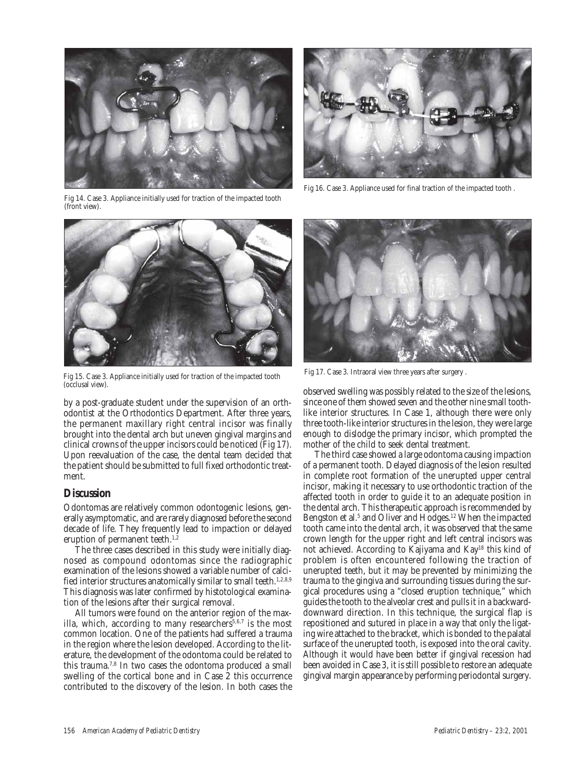Fig 14. Case 3. Appliance initially used for traction of the impacted tooth (front view).

Fig 16. Case 3. Appliance used for final traction of the impacted tooth .

Fig 15. Case 3. Appliance initially used for traction of the impacted tooth (occlusal view).

Fig 17. Case 3. Intraoral view three years after surgery .

by a post-graduate student under the supervision of an orthodontist at the Orthodontics Department. After three years, the permanent maxillary right central incisor was finally brought into the dental arch but uneven gingival margins and clinical crowns of the upper incisors could be noticed (Fig 17). Upon reevaluation of the case, the dental team decided that the patient should be submitted to full fixed orthodontic treatment.

## Discussion

Odontomas are relatively common odontogenic lesions, generally asymptomatic, and are rarely diagnosed before the second decade of life. They frequently lead to impaction or delayed eruption of permanent teeth.[1,2]

The three cases described in this study were initially diagnosed as compound odontomas since the radiographic examination of the lesions showed a variable number of calcified interior structures anatomically similar to small teeth.[1,2,8,9] This diagnosis was later confirmed by histotological examination of the lesions after their surgical removal.

All tumors were found on the anterior region of the maxilla, which, according to many researchers[5,6,7] is the most common location. One of the patients had suffered a trauma in the region where the lesion developed. According to the literature, the development of the odontoma could be related to this trauma.[7,8] In two cases the odontoma produced a small swelling of the cortical bone and in Case 2 this occurrence contributed to the discovery of the lesion. In both cases the observed swelling was possibly related to the size of the lesions, since one of them showed seven and the other nine small tooth-like interior structures. In Case 1, although there were only three tooth-like interior structures in the lesion, they were large enough to dislodge the primary incisor, which prompted the mother of the child to seek dental treatment.

The third case showed a large odontoma causing impaction of a permanent tooth. Delayed diagnosis of the lesion resulted in complete root formation of the unerupted upper central incisor, making it necessary to use orthodontic traction of the affected tooth in order to guide it to an adequate position in the dental arch. This therapeutic approach is recommended by Bengston et al.[5] and Oliver and Hodges.[12] When the impacted tooth came into the dental arch, it was observed that the same crown length for the upper right and left central incisors was not achieved. According to Kajiyama and Kay[18] this kind of problem is often encountered following the traction of unerupted teeth, but it may be prevented by minimizing the trauma to the gingiva and surrounding tissues during the surgical procedures using a "closed eruption technique," which guides the tooth to the alveolar crest and pulls it in a backward-downward direction. In this technique, the surgical flap is repositioned and sutured in place in a way that only the ligating wire attached to the bracket, which is bonded to the palatal surface of the unerupted tooth, is exposed into the oral cavity. Although it would have been better if gingival recession had been avoided in Case 3, it is still possible to restore an adequate gingival margin appearance by performing periodontal surgery.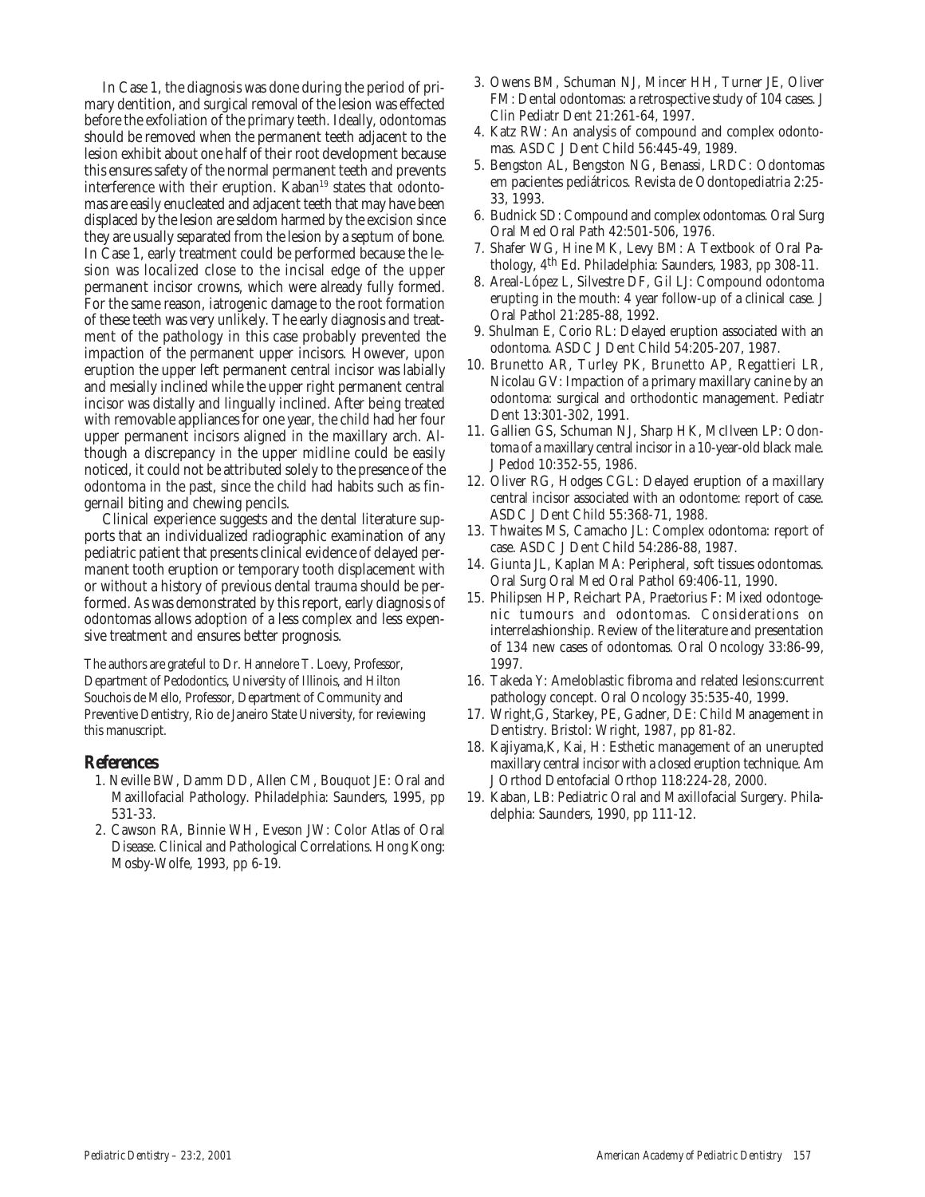In Case 1, the diagnosis was done during the period of primary dentition, and surgical removal of the lesion was effected before the exfoliation of the primary teeth. Ideally, odontomas should be removed when the permanent teeth adjacent to the lesion exhibit about one half of their root development because this ensures safety of the normal permanent teeth and prevents interference with their eruption. Kaban[19] states that odontomas are easily enucleated and adjacent teeth that may have been displaced by the lesion are seldom harmed by the excision since they are usually separated from the lesion by a septum of bone. In Case 1, early treatment could be performed because the lesion was localized close to the incisal edge of the upper permanent incisor crowns, which were already fully formed. For the same reason, iatrogenic damage to the root formation of these teeth was very unlikely. The early diagnosis and treatment of the pathology in this case probably prevented the impaction of the permanent upper incisors. However, upon eruption the upper left permanent central incisor was labially and mesially inclined while the upper right permanent central incisor was distally and lingually inclined. After being treated with removable appliances for one year, the child had her four upper permanent incisors aligned in the maxillary arch. Although a discrepancy in the upper midline could be easily noticed, it could not be attributed solely to the presence of the odontoma in the past, since the child had habits such as fingernail biting and chewing pencils.

Clinical experience suggests and the dental literature supports that an individualized radiographic examination of any pediatric patient that presents clinical evidence of delayed permanent tooth eruption or temporary tooth displacement with or without a history of previous dental trauma should be performed. As was demonstrated by this report, early diagnosis of odontomas allows adoption of a less complex and less expensive treatment and ensures better prognosis.

The authors are grateful to Dr. Hannelore T. Loevy, Professor, Department of Pedodontics, University of Illinois, and Hilton Souchois de Mello, Professor, Department of Community and Preventive Dentistry, Rio de Janeiro State University, for reviewing this manuscript.

## References

1. Neville BW, Damm DD, Allen CM, Bouquot JE: Oral and Maxillofacial Pathology. Philadelphia: Saunders, 1995, pp 531-33.
2. Cawson RA, Binnie WH, Eveson JW: Color Atlas of Oral Disease. Clinical and Pathological Correlations. Hong Kong: Mosby-Wolfe, 1993, pp 6-19.
3. Owens BM, Schuman NJ, Mincer HH, Turner JE, Oliver FM: Dental odontomas: a retrospective study of 104 cases. J Clin Pediatr Dent 21:261-64, 1997.
4. Katz RW: An analysis of compound and complex odontomas. ASDC J Dent Child 56:445-49, 1989.
5. Bengston AL, Bengston NG, Benassi, LRDC: Odontomas em pacientes pediátricos. Revista de Odontopediatria 2:25-33, 1993.
6. Budnick SD: Compound and complex odontomas. Oral Surg Oral Med Oral Path 42:501-506, 1976.
7. Shafer WG, Hine MK, Levy BM: A Textbook of Oral Pathology, 4th Ed. Philadelphia: Saunders, 1983, pp 308-11.
8. Areal-López L, Silvestre DF, Gil LJ: Compound odontoma erupting in the mouth: 4 year follow-up of a clinical case. J Oral Pathol 21:285-88, 1992.
9. Shulman E, Corio RL: Delayed eruption associated with an odontoma. ASDC J Dent Child 54:205-207, 1987.
10. Brunetto AR, Turley PK, Brunetto AP, Regattieri LR, Nicolau GV: Impaction of a primary maxillary canine by an odontoma: surgical and orthodontic management. Pediatr Dent 13:301-302, 1991.
11. Gallien GS, Schuman NJ, Sharp HK, McIlveen LP: Odontoma of a maxillary central incisor in a 10-year-old black male. J Pedod 10:352-55, 1986.
12. Oliver RG, Hodges CGL: Delayed eruption of a maxillary central incisor associated with an odontome: report of case. ASDC J Dent Child 55:368-71, 1988.
13. Thwaites MS, Camacho JL: Complex odontoma: report of case. ASDC J Dent Child 54:286-88, 1987.
14. Giunta JL, Kaplan MA: Peripheral, soft tissues odontomas. Oral Surg Oral Med Oral Pathol 69:406-11, 1990.
15. Philipsen HP, Reichart PA, Praetorius F: Mixed odontogenic tumours and odontomas. Considerations on interrelashionship. Review of the literature and presentation of 134 new cases of odontomas. Oral Oncology 33:86-99, 1997.
16. Takeda Y: Ameloblastic fibroma and related lesions:current pathology concept. Oral Oncology 35:535-40, 1999.
17. Wright,G, Starkey, PE, Gadner, DE: Child Management in Dentistry. Bristol: Wright, 1987, pp 81-82.
18. Kajiyama,K, Kai, H: Esthetic management of an unerupted maxillary central incisor with a closed eruption technique. Am J Orthod Dentofacial Orthop 118:224-28, 2000.
19. Kaban, LB: Pediatric Oral and Maxillofacial Surgery. Philadelphia: Saunders, 1990, pp 111-12.